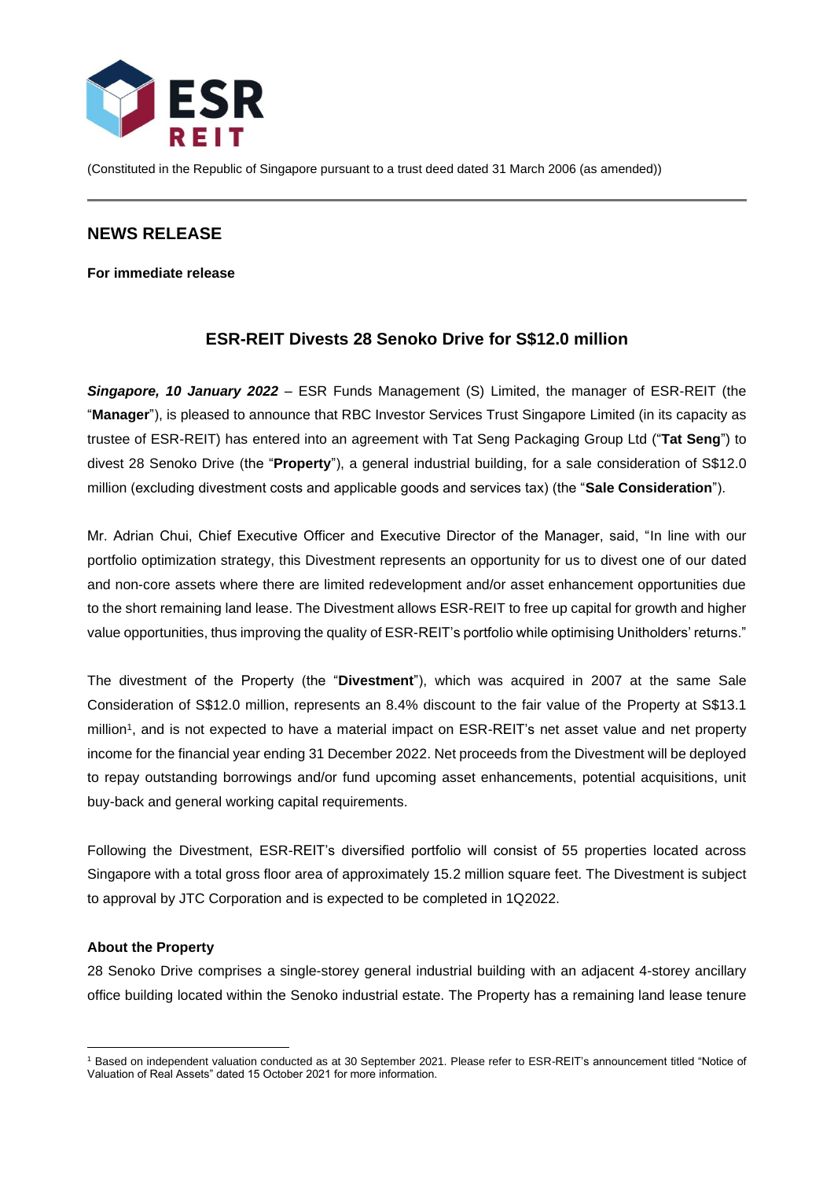(Constituted in the Republic of Singapore pursuant to a trust deed dated 31 March 2006 (as amended))

## NEWS RELEASE

**For immediate release**

# ESR-REIT Divests 28 Senoko Drive for S$12.0 million

***Singapore, 10 January 2022*** – ESR Funds Management (S) Limited, the manager of ESR-REIT (the "**Manager**"), is pleased to announce that RBC Investor Services Trust Singapore Limited (in its capacity as trustee of ESR-REIT) has entered into an agreement with Tat Seng Packaging Group Ltd ("**Tat Seng**") to divest 28 Senoko Drive (the "**Property**"), a general industrial building, for a sale consideration of S$12.0 million (excluding divestment costs and applicable goods and services tax) (the "**Sale Consideration**").

Mr. Adrian Chui, Chief Executive Officer and Executive Director of the Manager, said, "In line with our portfolio optimization strategy, this Divestment represents an opportunity for us to divest one of our dated and non-core assets where there are limited redevelopment and/or asset enhancement opportunities due to the short remaining land lease. The Divestment allows ESR-REIT to free up capital for growth and higher value opportunities, thus improving the quality of ESR-REIT's portfolio while optimising Unitholders' returns."

The divestment of the Property (the "**Divestment**"), which was acquired in 2007 at the same Sale Consideration of S$12.0 million, represents an 8.4% discount to the fair value of the Property at S$13.1 million[1], and is not expected to have a material impact on ESR-REIT's net asset value and net property income for the financial year ending 31 December 2022. Net proceeds from the Divestment will be deployed to repay outstanding borrowings and/or fund upcoming asset enhancements, potential acquisitions, unit buy-back and general working capital requirements.

Following the Divestment, ESR-REIT's diversified portfolio will consist of 55 properties located across Singapore with a total gross floor area of approximately 15.2 million square feet. The Divestment is subject to approval by JTC Corporation and is expected to be completed in 1Q2022.

**About the Property**

28 Senoko Drive comprises a single-storey general industrial building with an adjacent 4-storey ancillary office building located within the Senoko industrial estate. The Property has a remaining land lease tenure

[1] Based on independent valuation conducted as at 30 September 2021. Please refer to ESR-REIT's announcement titled "Notice of Valuation of Real Assets" dated 15 October 2021 for more information.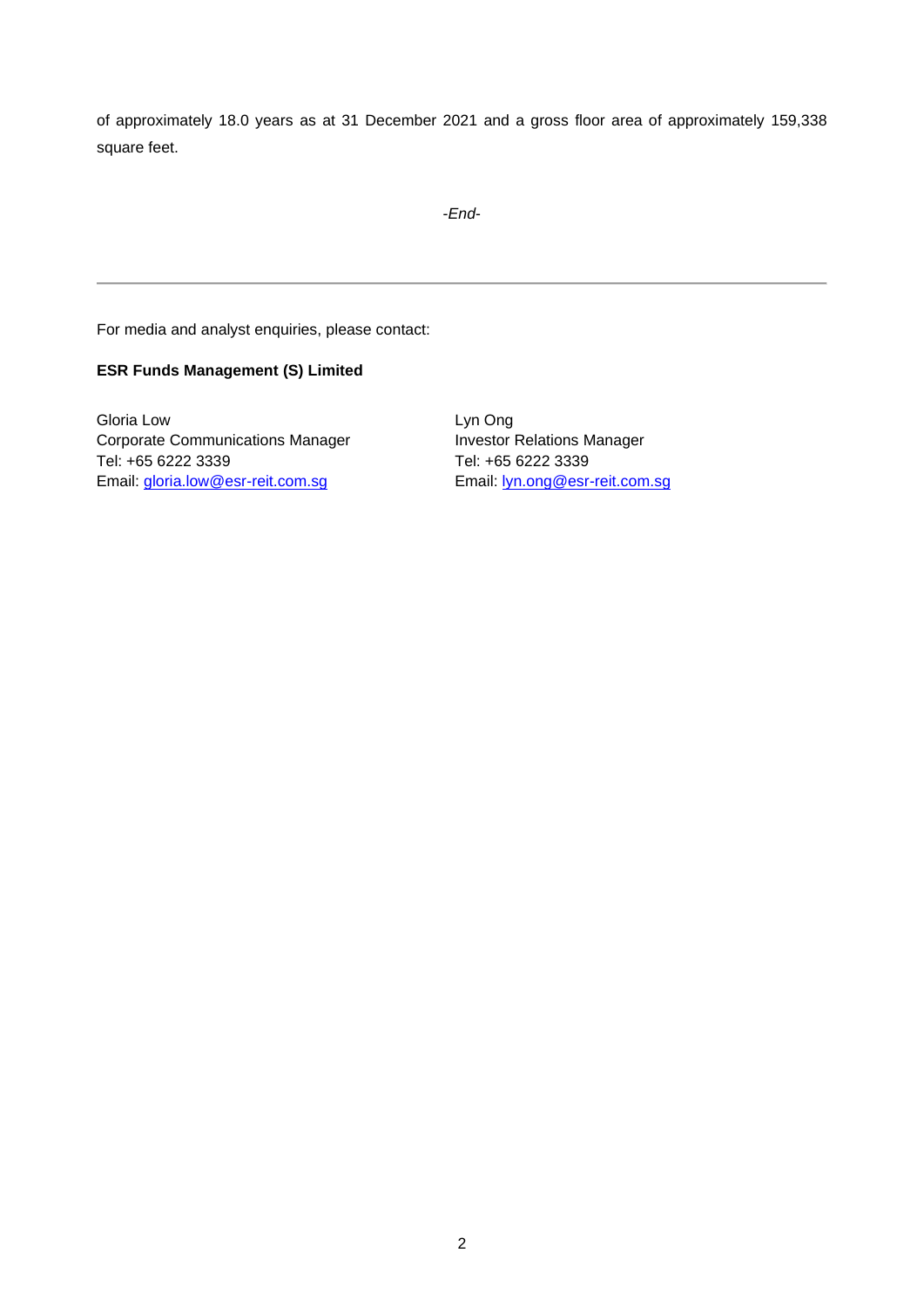of approximately 18.0 years as at 31 December 2021 and a gross floor area of approximately 159,338 square feet.

*-End-*

---

For media and analyst enquiries, please contact:

**ESR Funds Management (S) Limited**

Gloria Low
Corporate Communications Manager
Tel: +65 6222 3339
Email: gloria.low@esr-reit.com.sg

Lyn Ong
Investor Relations Manager
Tel: +65 6222 3339
Email: lyn.ong@esr-reit.com.sg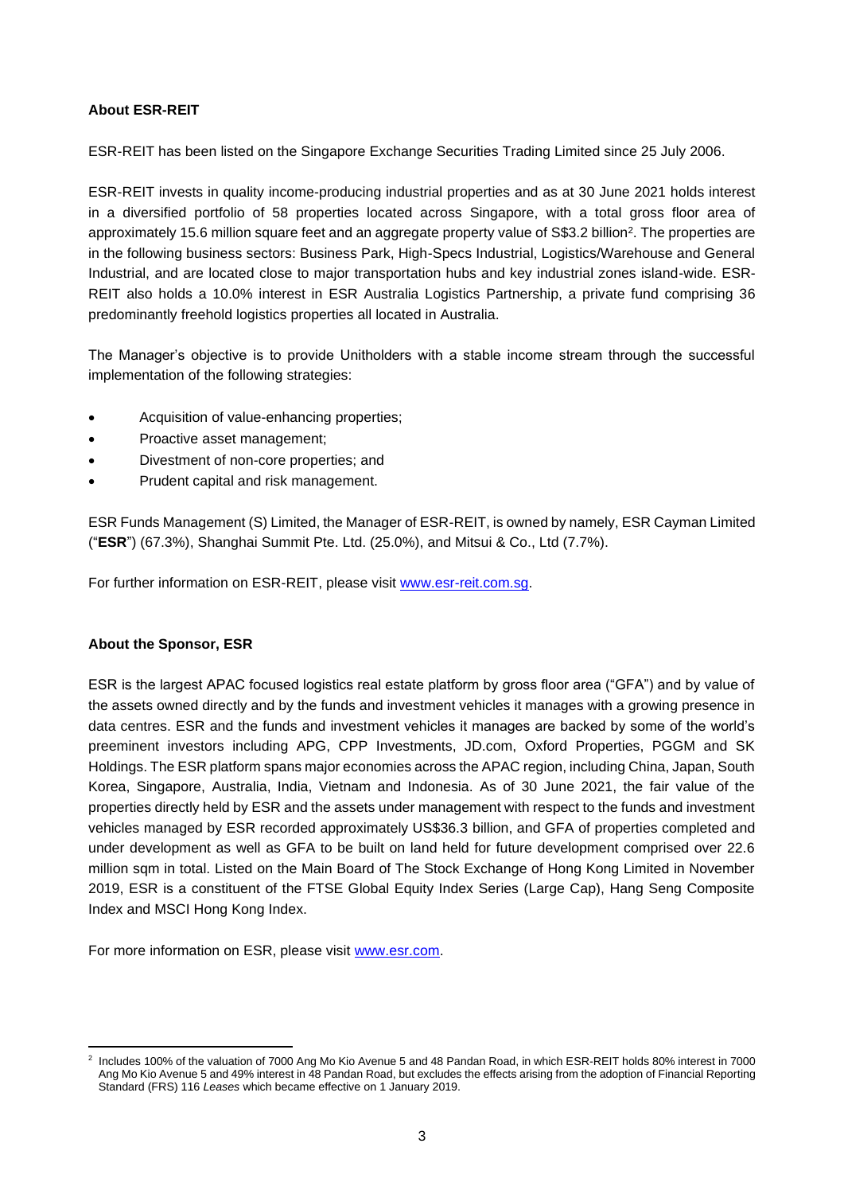**About ESR-REIT**

ESR-REIT has been listed on the Singapore Exchange Securities Trading Limited since 25 July 2006.

ESR-REIT invests in quality income-producing industrial properties and as at 30 June 2021 holds interest in a diversified portfolio of 58 properties located across Singapore, with a total gross floor area of approximately 15.6 million square feet and an aggregate property value of S$3.2 billion[2]. The properties are in the following business sectors: Business Park, High-Specs Industrial, Logistics/Warehouse and General Industrial, and are located close to major transportation hubs and key industrial zones island-wide. ESR-REIT also holds a 10.0% interest in ESR Australia Logistics Partnership, a private fund comprising 36 predominantly freehold logistics properties all located in Australia.

The Manager's objective is to provide Unitholders with a stable income stream through the successful implementation of the following strategies:

- Acquisition of value-enhancing properties;
- Proactive asset management;
- Divestment of non-core properties; and
- Prudent capital and risk management.

ESR Funds Management (S) Limited, the Manager of ESR-REIT, is owned by namely, ESR Cayman Limited ("**ESR**") (67.3%), Shanghai Summit Pte. Ltd. (25.0%), and Mitsui & Co., Ltd (7.7%).

For further information on ESR-REIT, please visit www.esr-reit.com.sg.

**About the Sponsor, ESR**

ESR is the largest APAC focused logistics real estate platform by gross floor area ("GFA") and by value of the assets owned directly and by the funds and investment vehicles it manages with a growing presence in data centres. ESR and the funds and investment vehicles it manages are backed by some of the world's preeminent investors including APG, CPP Investments, JD.com, Oxford Properties, PGGM and SK Holdings. The ESR platform spans major economies across the APAC region, including China, Japan, South Korea, Singapore, Australia, India, Vietnam and Indonesia. As of 30 June 2021, the fair value of the properties directly held by ESR and the assets under management with respect to the funds and investment vehicles managed by ESR recorded approximately US$36.3 billion, and GFA of properties completed and under development as well as GFA to be built on land held for future development comprised over 22.6 million sqm in total. Listed on the Main Board of The Stock Exchange of Hong Kong Limited in November 2019, ESR is a constituent of the FTSE Global Equity Index Series (Large Cap), Hang Seng Composite Index and MSCI Hong Kong Index.

For more information on ESR, please visit www.esr.com.

---

[2] Includes 100% of the valuation of 7000 Ang Mo Kio Avenue 5 and 48 Pandan Road, in which ESR-REIT holds 80% interest in 7000 Ang Mo Kio Avenue 5 and 49% interest in 48 Pandan Road, but excludes the effects arising from the adoption of Financial Reporting Standard (FRS) 116 *Leases* which became effective on 1 January 2019.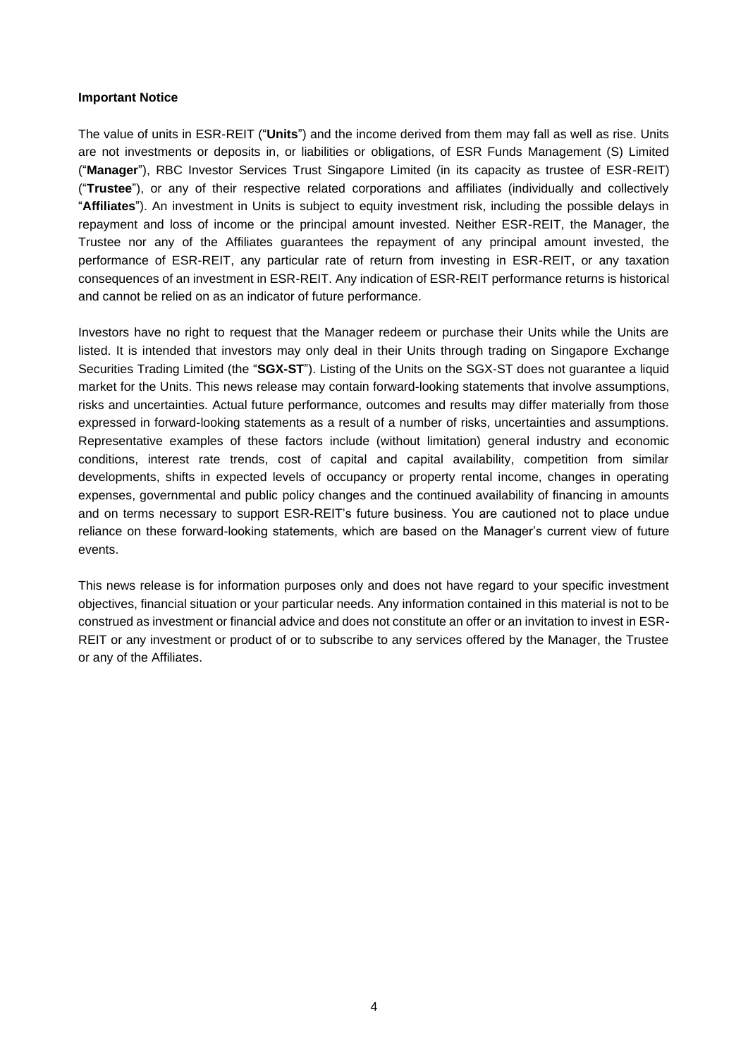**Important Notice**

The value of units in ESR-REIT ("**Units**") and the income derived from them may fall as well as rise. Units are not investments or deposits in, or liabilities or obligations, of ESR Funds Management (S) Limited ("**Manager**"), RBC Investor Services Trust Singapore Limited (in its capacity as trustee of ESR-REIT) ("**Trustee**"), or any of their respective related corporations and affiliates (individually and collectively "**Affiliates**"). An investment in Units is subject to equity investment risk, including the possible delays in repayment and loss of income or the principal amount invested. Neither ESR-REIT, the Manager, the Trustee nor any of the Affiliates guarantees the repayment of any principal amount invested, the performance of ESR-REIT, any particular rate of return from investing in ESR-REIT, or any taxation consequences of an investment in ESR-REIT. Any indication of ESR-REIT performance returns is historical and cannot be relied on as an indicator of future performance.

Investors have no right to request that the Manager redeem or purchase their Units while the Units are listed. It is intended that investors may only deal in their Units through trading on Singapore Exchange Securities Trading Limited (the "**SGX-ST**"). Listing of the Units on the SGX-ST does not guarantee a liquid market for the Units. This news release may contain forward-looking statements that involve assumptions, risks and uncertainties. Actual future performance, outcomes and results may differ materially from those expressed in forward-looking statements as a result of a number of risks, uncertainties and assumptions. Representative examples of these factors include (without limitation) general industry and economic conditions, interest rate trends, cost of capital and capital availability, competition from similar developments, shifts in expected levels of occupancy or property rental income, changes in operating expenses, governmental and public policy changes and the continued availability of financing in amounts and on terms necessary to support ESR-REIT's future business. You are cautioned not to place undue reliance on these forward-looking statements, which are based on the Manager's current view of future events.

This news release is for information purposes only and does not have regard to your specific investment objectives, financial situation or your particular needs. Any information contained in this material is not to be construed as investment or financial advice and does not constitute an offer or an invitation to invest in ESR-REIT or any investment or product of or to subscribe to any services offered by the Manager, the Trustee or any of the Affiliates.